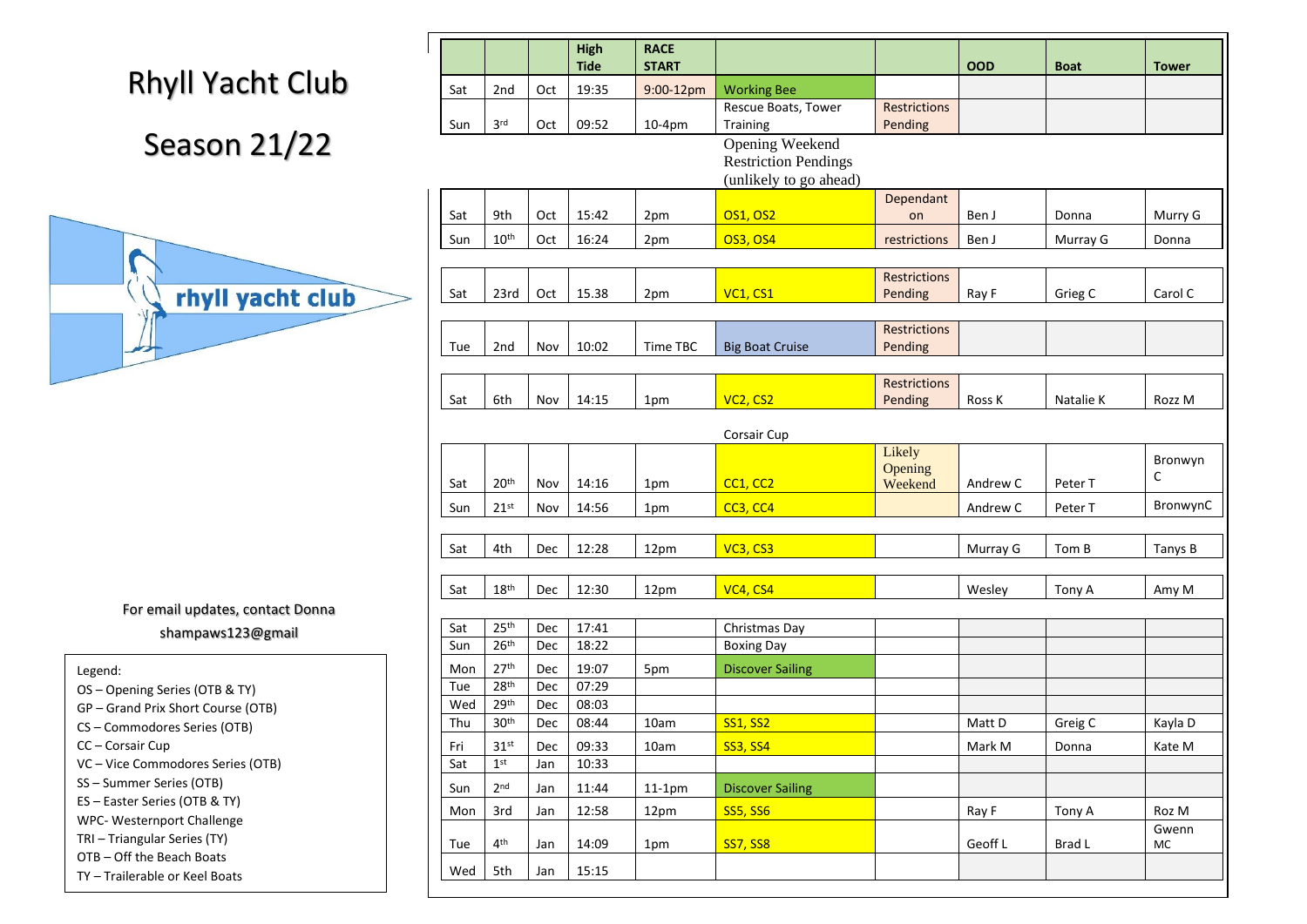# Rhyll Yacht Club

## Season 21/22

For email updates, contact Donna
shampaws123@gmail

Legend:
OS – Opening Series (OTB & TY)
GP – Grand Prix Short Course (OTB)
CS – Commodores Series (OTB)
CC – Corsair Cup
VC – Vice Commodores Series (OTB)
SS – Summer Series (OTB)
ES – Easter Series (OTB & TY)
WPC- Westernport Challenge
TRI – Triangular Series (TY)
OTB – Off the Beach Boats
TY – Trailerable or Keel Boats

| | | | High Tide | RACE START | | | OOD | Boat | Tower |
|---|---|---|---|---|---|---|---|---|---|
| Sat | 2nd | Oct | 19:35 | 9:00-12pm | Working Bee | | | | |
| Sun | 3rd | Oct | 09:52 | 10-4pm | Rescue Boats, Tower Training | Restrictions Pending | | | |
| | | | | | Opening Weekend Restriction Pendings (unlikely to go ahead) | | | | |
| Sat | 9th | Oct | 15:42 | 2pm | OS1, OS2 | Dependant on | Ben J | Donna | Murry G |
| Sun | 10th | Oct | 16:24 | 2pm | OS3, OS4 | restrictions | Ben J | Murray G | Donna |
| Sat | 23rd | Oct | 15.38 | 2pm | VC1, CS1 | Restrictions Pending | Ray F | Grieg C | Carol C |
| Tue | 2nd | Nov | 10:02 | Time TBC | Big Boat Cruise | Restrictions Pending | | | |
| Sat | 6th | Nov | 14:15 | 1pm | VC2, CS2 | Restrictions Pending | Ross K | Natalie K | Rozz M |
| | | | | | Corsair Cup | | | | |
| Sat | 20th | Nov | 14:16 | 1pm | CC1, CC2 | Likely Opening Weekend | Andrew C | Peter T | Bronwyn C |
| Sun | 21st | Nov | 14:56 | 1pm | CC3, CC4 | | Andrew C | Peter T | BronwynC |
| Sat | 4th | Dec | 12:28 | 12pm | VC3, CS3 | | Murray G | Tom B | Tanys B |
| Sat | 18th | Dec | 12:30 | 12pm | VC4, CS4 | | Wesley | Tony A | Amy M |
| Sat | 25th | Dec | 17:41 | | Christmas Day | | | | |
| Sun | 26th | Dec | 18:22 | | Boxing Day | | | | |
| Mon | 27th | Dec | 19:07 | 5pm | Discover Sailing | | | | |
| Tue | 28th | Dec | 07:29 | | | | | | |
| Wed | 29th | Dec | 08:03 | | | | | | |
| Thu | 30th | Dec | 08:44 | 10am | SS1, SS2 | | Matt D | Greig C | Kayla D |
| Fri | 31st | Dec | 09:33 | 10am | SS3, SS4 | | Mark M | Donna | Kate M |
| Sat | 1st | Jan | 10:33 | | | | | | |
| Sun | 2nd | Jan | 11:44 | 11-1pm | Discover Sailing | | | | |
| Mon | 3rd | Jan | 12:58 | 12pm | SS5, SS6 | | Ray F | Tony A | Roz M |
| Tue | 4th | Jan | 14:09 | 1pm | SS7, SS8 | | Geoff L | Brad L | Gwenn MC |
| Wed | 5th | Jan | 15:15 | | | | | | |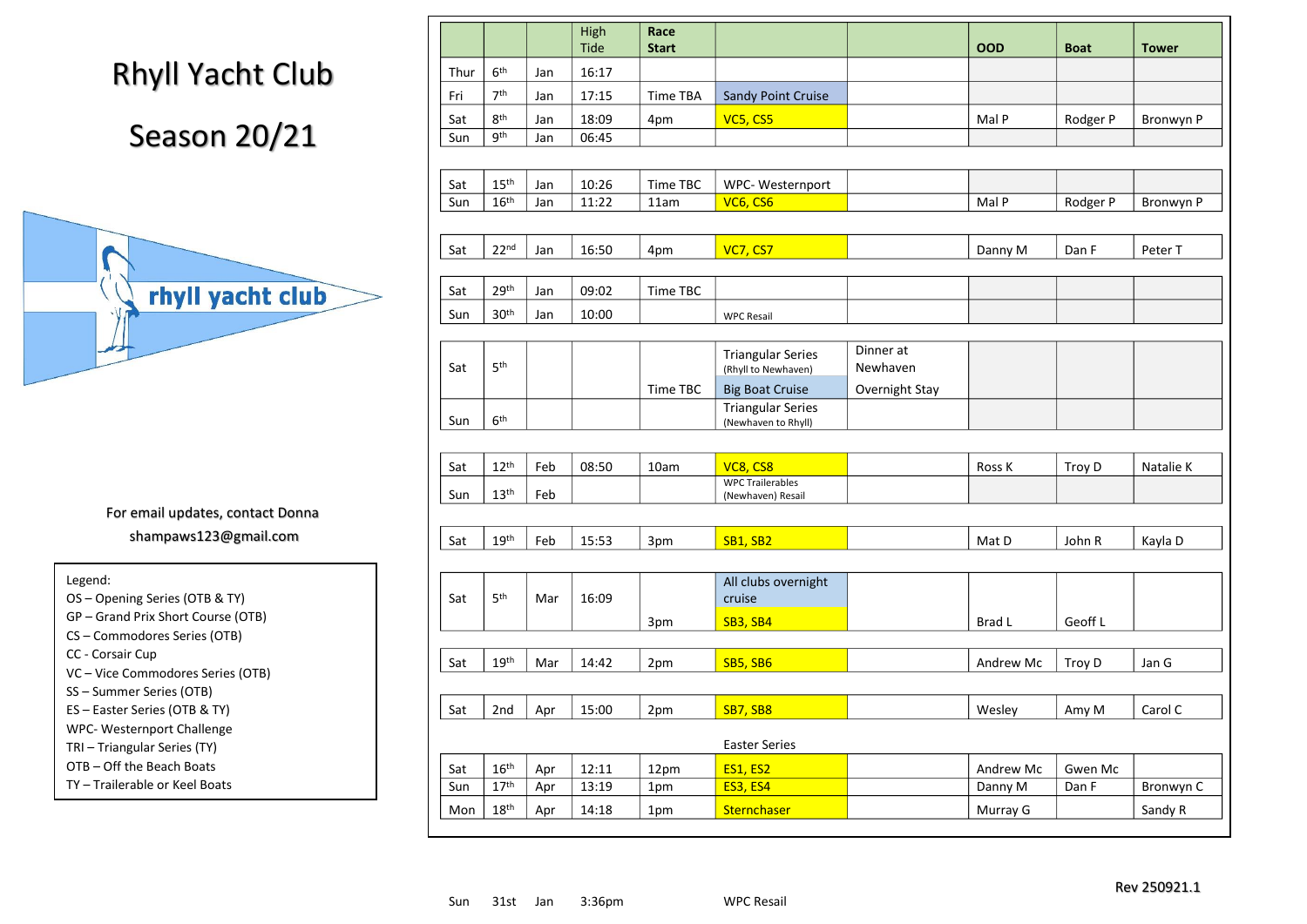# Rhyll Yacht Club

# Season 20/21

For email updates, contact Donna
shampaws123@gmail.com

Legend:
OS – Opening Series (OTB & TY)
GP – Grand Prix Short Course (OTB)
CS – Commodores Series (OTB)
CC - Corsair Cup
VC – Vice Commodores Series (OTB)
SS – Summer Series (OTB)
ES – Easter Series (OTB & TY)
WPC- Westernport Challenge
TRI – Triangular Series (TY)
OTB – Off the Beach Boats
TY – Trailerable or Keel Boats

| | | | High Tide | Race Start | | | OOD | Boat | Tower |
|---|---|---|---|---|---|---|---|---|---|
| Thur | 6th | Jan | 16:17 | | | | | | |
| Fri | 7th | Jan | 17:15 | Time TBA | Sandy Point Cruise | | | | |
| Sat | 8th | Jan | 18:09 | 4pm | VC5, CS5 | | Mal P | Rodger P | Bronwyn P |
| Sun | 9th | Jan | 06:45 | | | | | | |
| Sat | 15th | Jan | 10:26 | Time TBC | WPC- Westernport | | | | |
| Sun | 16th | Jan | 11:22 | 11am | VC6, CS6 | | Mal P | Rodger P | Bronwyn P |
| Sat | 22nd | Jan | 16:50 | 4pm | VC7, CS7 | | Danny M | Dan F | Peter T |
| Sat | 29th | Jan | 09:02 | Time TBC | | | | | |
| Sun | 30th | Jan | 10:00 | | WPC Resail | | | | |
| Sat | 5th | | | | Triangular Series (Rhyll to Newhaven) | Dinner at Newhaven | | | |
| | | | | Time TBC | Big Boat Cruise | Overnight Stay | | | |
| Sun | 6th | | | | Triangular Series (Newhaven to Rhyll) | | | | |
| Sat | 12th | Feb | 08:50 | 10am | VC8, CS8 | | Ross K | Troy D | Natalie K |
| Sun | 13th | Feb | | | WPC Trailerables (Newhaven) Resail | | | | |
| Sat | 19th | Feb | 15:53 | 3pm | SB1, SB2 | | Mat D | John R | Kayla D |
| Sat | 5th | Mar | 16:09 | | All clubs overnight cruise | | | | |
| | | | | 3pm | SB3, SB4 | | Brad L | Geoff L | |
| Sat | 19th | Mar | 14:42 | 2pm | SB5, SB6 | | Andrew Mc | Troy D | Jan G |
| Sat | 2nd | Apr | 15:00 | 2pm | SB7, SB8 | | Wesley | Amy M | Carol C |
| | | | | | Easter Series | | | | |
| Sat | 16th | Apr | 12:11 | 12pm | ES1, ES2 | | Andrew Mc | Gwen Mc | |
| Sun | 17th | Apr | 13:19 | 1pm | ES3, ES4 | | Danny M | Dan F | Bronwyn C |
| Mon | 18th | Apr | 14:18 | 1pm | Sternchaser | | Murray G | | Sandy R |

Sun 31st Jan 3:36pm WPC Resail

Rev 250921.1